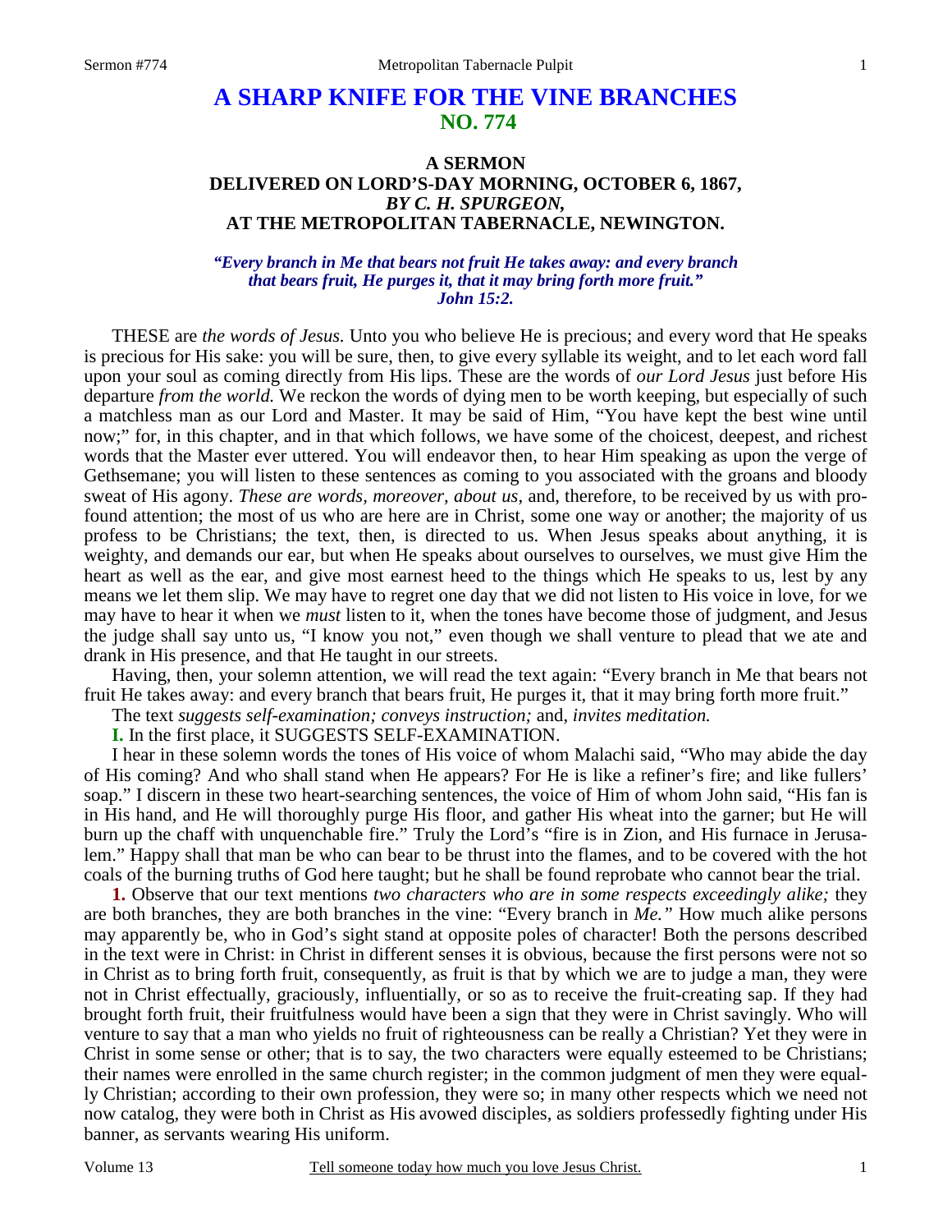# A SHARP KNIFE FOR THE VINE BRANCHES
## NO. 774

### A SERMON
### DELIVERED ON LORD'S-DAY MORNING, OCTOBER 6, 1867,
### *BY C. H. SPURGEON,*
### AT THE METROPOLITAN TABERNACLE, NEWINGTON.

*"Every branch in Me that bears not fruit He takes away: and every branch that bears fruit, He purges it, that it may bring forth more fruit."*
*John 15:2.*

THESE are *the words of Jesus.* Unto you who believe He is precious; and every word that He speaks is precious for His sake: you will be sure, then, to give every syllable its weight, and to let each word fall upon your soul as coming directly from His lips. These are the words of *our Lord Jesus* just before His departure *from the world.* We reckon the words of dying men to be worth keeping, but especially of such a matchless man as our Lord and Master. It may be said of Him, "You have kept the best wine until now;" for, in this chapter, and in that which follows, we have some of the choicest, deepest, and richest words that the Master ever uttered. You will endeavor then, to hear Him speaking as upon the verge of Gethsemane; you will listen to these sentences as coming to you associated with the groans and bloody sweat of His agony. *These are words, moreover, about us,* and, therefore, to be received by us with profound attention; the most of us who are here are in Christ, some one way or another; the majority of us profess to be Christians; the text, then, is directed to us. When Jesus speaks about anything, it is weighty, and demands our ear, but when He speaks about ourselves to ourselves, we must give Him the heart as well as the ear, and give most earnest heed to the things which He speaks to us, lest by any means we let them slip. We may have to regret one day that we did not listen to His voice in love, for we may have to hear it when we *must* listen to it, when the tones have become those of judgment, and Jesus the judge shall say unto us, "I know you not," even though we shall venture to plead that we ate and drank in His presence, and that He taught in our streets.

Having, then, your solemn attention, we will read the text again: "Every branch in Me that bears not fruit He takes away: and every branch that bears fruit, He purges it, that it may bring forth more fruit."

The text *suggests self-examination; conveys instruction;* and, *invites meditation.*

**I.** In the first place, it SUGGESTS SELF-EXAMINATION.

I hear in these solemn words the tones of His voice of whom Malachi said, "Who may abide the day of His coming? And who shall stand when He appears? For He is like a refiner's fire; and like fullers' soap." I discern in these two heart-searching sentences, the voice of Him of whom John said, "His fan is in His hand, and He will thoroughly purge His floor, and gather His wheat into the garner; but He will burn up the chaff with unquenchable fire." Truly the Lord's "fire is in Zion, and His furnace in Jerusalem." Happy shall that man be who can bear to be thrust into the flames, and to be covered with the hot coals of the burning truths of God here taught; but he shall be found reprobate who cannot bear the trial.

**1.** Observe that our text mentions *two characters who are in some respects exceedingly alike;* they are both branches, they are both branches in the vine: "Every branch in *Me."* How much alike persons may apparently be, who in God's sight stand at opposite poles of character! Both the persons described in the text were in Christ: in Christ in different senses it is obvious, because the first persons were not so in Christ as to bring forth fruit, consequently, as fruit is that by which we are to judge a man, they were not in Christ effectually, graciously, influentially, or so as to receive the fruit-creating sap. If they had brought forth fruit, their fruitfulness would have been a sign that they were in Christ savingly. Who will venture to say that a man who yields no fruit of righteousness can be really a Christian? Yet they were in Christ in some sense or other; that is to say, the two characters were equally esteemed to be Christians; their names were enrolled in the same church register; in the common judgment of men they were equally Christian; according to their own profession, they were so; in many other respects which we need not now catalog, they were both in Christ as His avowed disciples, as soldiers professedly fighting under His banner, as servants wearing His uniform.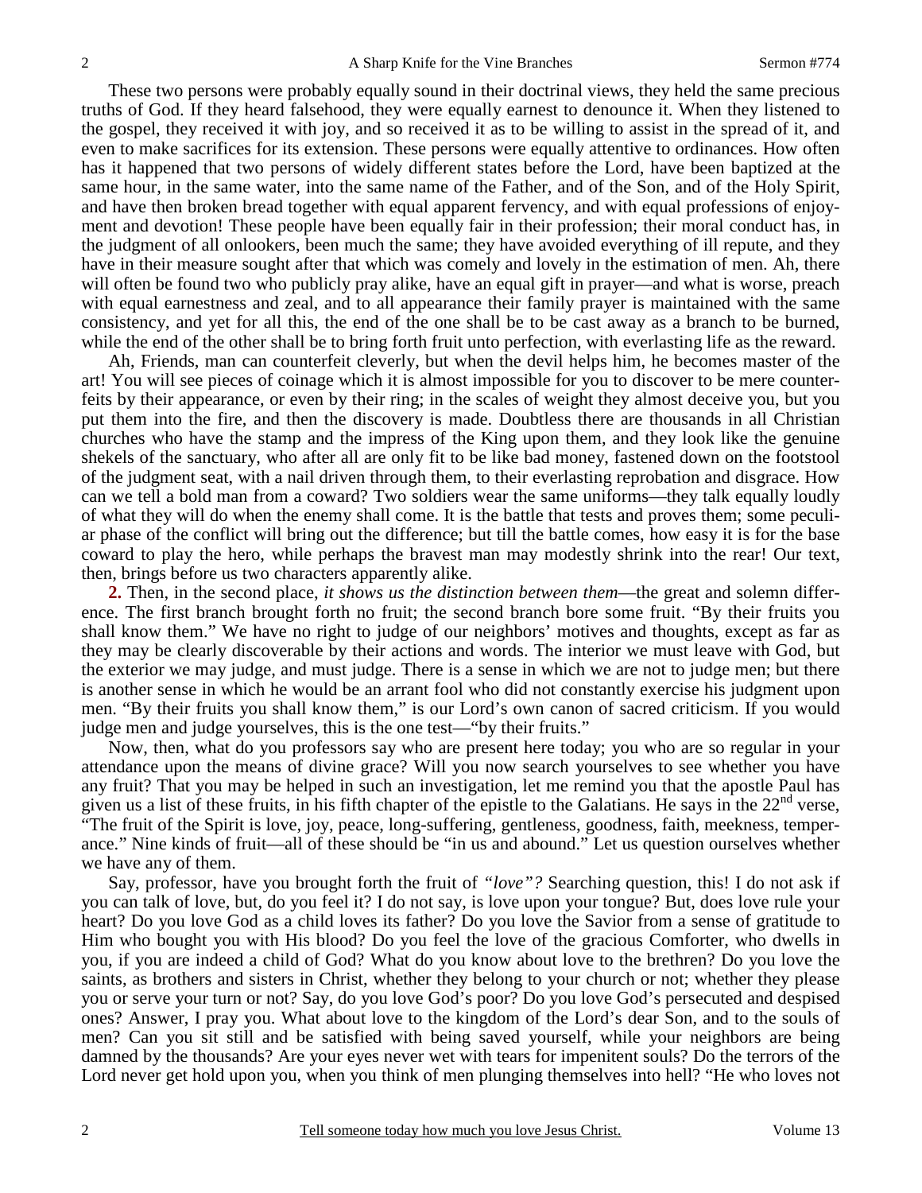These two persons were probably equally sound in their doctrinal views, they held the same precious truths of God. If they heard falsehood, they were equally earnest to denounce it. When they listened to the gospel, they received it with joy, and so received it as to be willing to assist in the spread of it, and even to make sacrifices for its extension. These persons were equally attentive to ordinances. How often has it happened that two persons of widely different states before the Lord, have been baptized at the same hour, in the same water, into the same name of the Father, and of the Son, and of the Holy Spirit, and have then broken bread together with equal apparent fervency, and with equal professions of enjoyment and devotion! These people have been equally fair in their profession; their moral conduct has, in the judgment of all onlookers, been much the same; they have avoided everything of ill repute, and they have in their measure sought after that which was comely and lovely in the estimation of men. Ah, there will often be found two who publicly pray alike, have an equal gift in prayer—and what is worse, preach with equal earnestness and zeal, and to all appearance their family prayer is maintained with the same consistency, and yet for all this, the end of the one shall be to be cast away as a branch to be burned, while the end of the other shall be to bring forth fruit unto perfection, with everlasting life as the reward.

Ah, Friends, man can counterfeit cleverly, but when the devil helps him, he becomes master of the art! You will see pieces of coinage which it is almost impossible for you to discover to be mere counterfeits by their appearance, or even by their ring; in the scales of weight they almost deceive you, but you put them into the fire, and then the discovery is made. Doubtless there are thousands in all Christian churches who have the stamp and the impress of the King upon them, and they look like the genuine shekels of the sanctuary, who after all are only fit to be like bad money, fastened down on the footstool of the judgment seat, with a nail driven through them, to their everlasting reprobation and disgrace. How can we tell a bold man from a coward? Two soldiers wear the same uniforms—they talk equally loudly of what they will do when the enemy shall come. It is the battle that tests and proves them; some peculiar phase of the conflict will bring out the difference; but till the battle comes, how easy it is for the base coward to play the hero, while perhaps the bravest man may modestly shrink into the rear! Our text, then, brings before us two characters apparently alike.

**2.** Then, in the second place, *it shows us the distinction between them*—the great and solemn difference. The first branch brought forth no fruit; the second branch bore some fruit. "By their fruits you shall know them." We have no right to judge of our neighbors' motives and thoughts, except as far as they may be clearly discoverable by their actions and words. The interior we must leave with God, but the exterior we may judge, and must judge. There is a sense in which we are not to judge men; but there is another sense in which he would be an arrant fool who did not constantly exercise his judgment upon men. "By their fruits you shall know them," is our Lord's own canon of sacred criticism. If you would judge men and judge yourselves, this is the one test—"by their fruits."

Now, then, what do you professors say who are present here today; you who are so regular in your attendance upon the means of divine grace? Will you now search yourselves to see whether you have any fruit? That you may be helped in such an investigation, let me remind you that the apostle Paul has given us a list of these fruits, in his fifth chapter of the epistle to the Galatians. He says in the 22nd verse, "The fruit of the Spirit is love, joy, peace, long-suffering, gentleness, goodness, faith, meekness, temperance." Nine kinds of fruit—all of these should be "in us and abound." Let us question ourselves whether we have any of them.

Say, professor, have you brought forth the fruit of *"love"?* Searching question, this! I do not ask if you can talk of love, but, do you feel it? I do not say, is love upon your tongue? But, does love rule your heart? Do you love God as a child loves its father? Do you love the Savior from a sense of gratitude to Him who bought you with His blood? Do you feel the love of the gracious Comforter, who dwells in you, if you are indeed a child of God? What do you know about love to the brethren? Do you love the saints, as brothers and sisters in Christ, whether they belong to your church or not; whether they please you or serve your turn or not? Say, do you love God's poor? Do you love God's persecuted and despised ones? Answer, I pray you. What about love to the kingdom of the Lord's dear Son, and to the souls of men? Can you sit still and be satisfied with being saved yourself, while your neighbors are being damned by the thousands? Are your eyes never wet with tears for impenitent souls? Do the terrors of the Lord never get hold upon you, when you think of men plunging themselves into hell? "He who loves not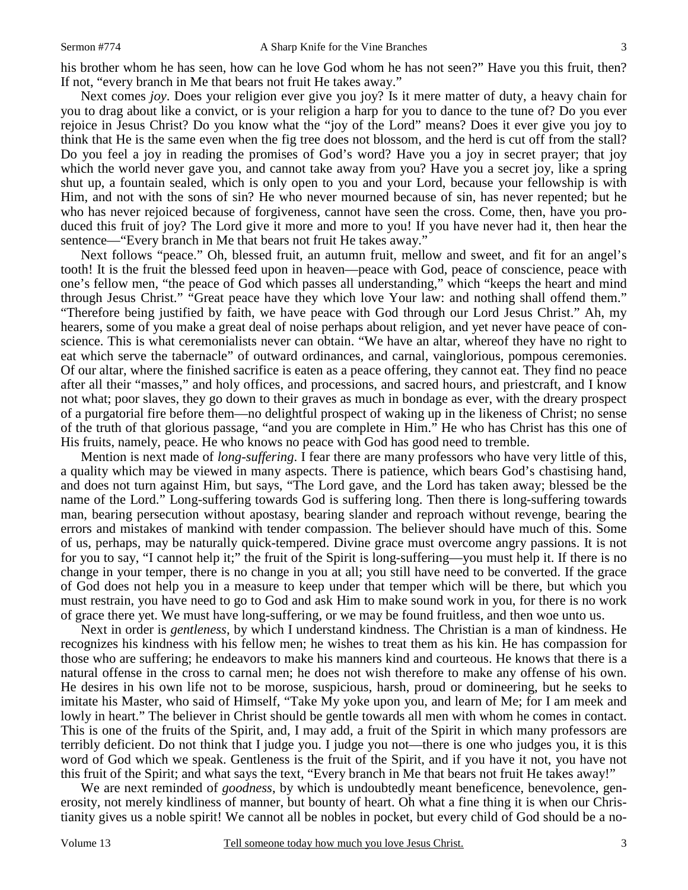his brother whom he has seen, how can he love God whom he has not seen?" Have you this fruit, then? If not, "every branch in Me that bears not fruit He takes away."

Next comes *joy*. Does your religion ever give you joy? Is it mere matter of duty, a heavy chain for you to drag about like a convict, or is your religion a harp for you to dance to the tune of? Do you ever rejoice in Jesus Christ? Do you know what the "joy of the Lord" means? Does it ever give you joy to think that He is the same even when the fig tree does not blossom, and the herd is cut off from the stall? Do you feel a joy in reading the promises of God's word? Have you a joy in secret prayer; that joy which the world never gave you, and cannot take away from you? Have you a secret joy, like a spring shut up, a fountain sealed, which is only open to you and your Lord, because your fellowship is with Him, and not with the sons of sin? He who never mourned because of sin, has never repented; but he who has never rejoiced because of forgiveness, cannot have seen the cross. Come, then, have you produced this fruit of joy? The Lord give it more and more to you! If you have never had it, then hear the sentence—"Every branch in Me that bears not fruit He takes away."

Next follows "peace." Oh, blessed fruit, an autumn fruit, mellow and sweet, and fit for an angel's tooth! It is the fruit the blessed feed upon in heaven—peace with God, peace of conscience, peace with one's fellow men, "the peace of God which passes all understanding," which "keeps the heart and mind through Jesus Christ." "Great peace have they which love Your law: and nothing shall offend them." "Therefore being justified by faith, we have peace with God through our Lord Jesus Christ." Ah, my hearers, some of you make a great deal of noise perhaps about religion, and yet never have peace of conscience. This is what ceremonialists never can obtain. "We have an altar, whereof they have no right to eat which serve the tabernacle" of outward ordinances, and carnal, vainglorious, pompous ceremonies. Of our altar, where the finished sacrifice is eaten as a peace offering, they cannot eat. They find no peace after all their "masses," and holy offices, and processions, and sacred hours, and priestcraft, and I know not what; poor slaves, they go down to their graves as much in bondage as ever, with the dreary prospect of a purgatorial fire before them—no delightful prospect of waking up in the likeness of Christ; no sense of the truth of that glorious passage, "and you are complete in Him." He who has Christ has this one of His fruits, namely, peace. He who knows no peace with God has good need to tremble.

Mention is next made of *long-suffering*. I fear there are many professors who have very little of this, a quality which may be viewed in many aspects. There is patience, which bears God's chastising hand, and does not turn against Him, but says, "The Lord gave, and the Lord has taken away; blessed be the name of the Lord." Long-suffering towards God is suffering long. Then there is long-suffering towards man, bearing persecution without apostasy, bearing slander and reproach without revenge, bearing the errors and mistakes of mankind with tender compassion. The believer should have much of this. Some of us, perhaps, may be naturally quick-tempered. Divine grace must overcome angry passions. It is not for you to say, "I cannot help it;" the fruit of the Spirit is long-suffering—you must help it. If there is no change in your temper, there is no change in you at all; you still have need to be converted. If the grace of God does not help you in a measure to keep under that temper which will be there, but which you must restrain, you have need to go to God and ask Him to make sound work in you, for there is no work of grace there yet. We must have long-suffering, or we may be found fruitless, and then woe unto us.

Next in order is *gentleness*, by which I understand kindness. The Christian is a man of kindness. He recognizes his kindness with his fellow men; he wishes to treat them as his kin. He has compassion for those who are suffering; he endeavors to make his manners kind and courteous. He knows that there is a natural offense in the cross to carnal men; he does not wish therefore to make any offense of his own. He desires in his own life not to be morose, suspicious, harsh, proud or domineering, but he seeks to imitate his Master, who said of Himself, "Take My yoke upon you, and learn of Me; for I am meek and lowly in heart." The believer in Christ should be gentle towards all men with whom he comes in contact. This is one of the fruits of the Spirit, and, I may add, a fruit of the Spirit in which many professors are terribly deficient. Do not think that I judge you. I judge you not—there is one who judges you, it is this word of God which we speak. Gentleness is the fruit of the Spirit, and if you have it not, you have not this fruit of the Spirit; and what says the text, "Every branch in Me that bears not fruit He takes away!"

We are next reminded of *goodness*, by which is undoubtedly meant beneficence, benevolence, generosity, not merely kindliness of manner, but bounty of heart. Oh what a fine thing it is when our Christianity gives us a noble spirit! We cannot all be nobles in pocket, but every child of God should be a no-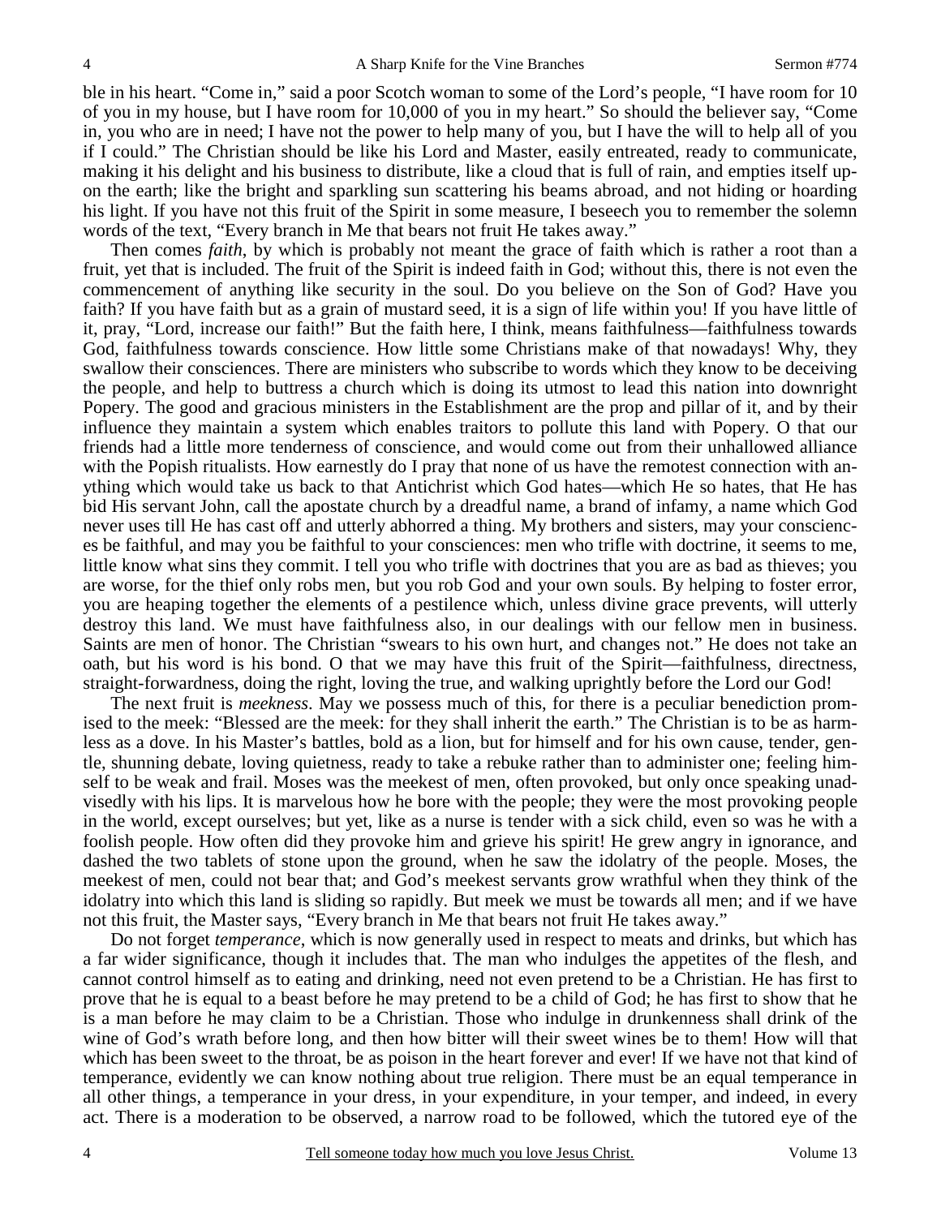ble in his heart. "Come in," said a poor Scotch woman to some of the Lord's people, "I have room for 10 of you in my house, but I have room for 10,000 of you in my heart." So should the believer say, "Come in, you who are in need; I have not the power to help many of you, but I have the will to help all of you if I could." The Christian should be like his Lord and Master, easily entreated, ready to communicate, making it his delight and his business to distribute, like a cloud that is full of rain, and empties itself upon the earth; like the bright and sparkling sun scattering his beams abroad, and not hiding or hoarding his light. If you have not this fruit of the Spirit in some measure, I beseech you to remember the solemn words of the text, "Every branch in Me that bears not fruit He takes away."

Then comes *faith*, by which is probably not meant the grace of faith which is rather a root than a fruit, yet that is included. The fruit of the Spirit is indeed faith in God; without this, there is not even the commencement of anything like security in the soul. Do you believe on the Son of God? Have you faith? If you have faith but as a grain of mustard seed, it is a sign of life within you! If you have little of it, pray, "Lord, increase our faith!" But the faith here, I think, means faithfulness—faithfulness towards God, faithfulness towards conscience. How little some Christians make of that nowadays! Why, they swallow their consciences. There are ministers who subscribe to words which they know to be deceiving the people, and help to buttress a church which is doing its utmost to lead this nation into downright Popery. The good and gracious ministers in the Establishment are the prop and pillar of it, and by their influence they maintain a system which enables traitors to pollute this land with Popery. O that our friends had a little more tenderness of conscience, and would come out from their unhallowed alliance with the Popish ritualists. How earnestly do I pray that none of us have the remotest connection with anything which would take us back to that Antichrist which God hates—which He so hates, that He has bid His servant John, call the apostate church by a dreadful name, a brand of infamy, a name which God never uses till He has cast off and utterly abhorred a thing. My brothers and sisters, may your consciences be faithful, and may you be faithful to your consciences: men who trifle with doctrine, it seems to me, little know what sins they commit. I tell you who trifle with doctrines that you are as bad as thieves; you are worse, for the thief only robs men, but you rob God and your own souls. By helping to foster error, you are heaping together the elements of a pestilence which, unless divine grace prevents, will utterly destroy this land. We must have faithfulness also, in our dealings with our fellow men in business. Saints are men of honor. The Christian "swears to his own hurt, and changes not." He does not take an oath, but his word is his bond. O that we may have this fruit of the Spirit—faithfulness, directness, straight-forwardness, doing the right, loving the true, and walking uprightly before the Lord our God!

The next fruit is *meekness*. May we possess much of this, for there is a peculiar benediction promised to the meek: "Blessed are the meek: for they shall inherit the earth." The Christian is to be as harmless as a dove. In his Master's battles, bold as a lion, but for himself and for his own cause, tender, gentle, shunning debate, loving quietness, ready to take a rebuke rather than to administer one; feeling himself to be weak and frail. Moses was the meekest of men, often provoked, but only once speaking unadvisedly with his lips. It is marvelous how he bore with the people; they were the most provoking people in the world, except ourselves; but yet, like as a nurse is tender with a sick child, even so was he with a foolish people. How often did they provoke him and grieve his spirit! He grew angry in ignorance, and dashed the two tablets of stone upon the ground, when he saw the idolatry of the people. Moses, the meekest of men, could not bear that; and God's meekest servants grow wrathful when they think of the idolatry into which this land is sliding so rapidly. But meek we must be towards all men; and if we have not this fruit, the Master says, "Every branch in Me that bears not fruit He takes away."

Do not forget *temperance*, which is now generally used in respect to meats and drinks, but which has a far wider significance, though it includes that. The man who indulges the appetites of the flesh, and cannot control himself as to eating and drinking, need not even pretend to be a Christian. He has first to prove that he is equal to a beast before he may pretend to be a child of God; he has first to show that he is a man before he may claim to be a Christian. Those who indulge in drunkenness shall drink of the wine of God's wrath before long, and then how bitter will their sweet wines be to them! How will that which has been sweet to the throat, be as poison in the heart forever and ever! If we have not that kind of temperance, evidently we can know nothing about true religion. There must be an equal temperance in all other things, a temperance in your dress, in your expenditure, in your temper, and indeed, in every act. There is a moderation to be observed, a narrow road to be followed, which the tutored eye of the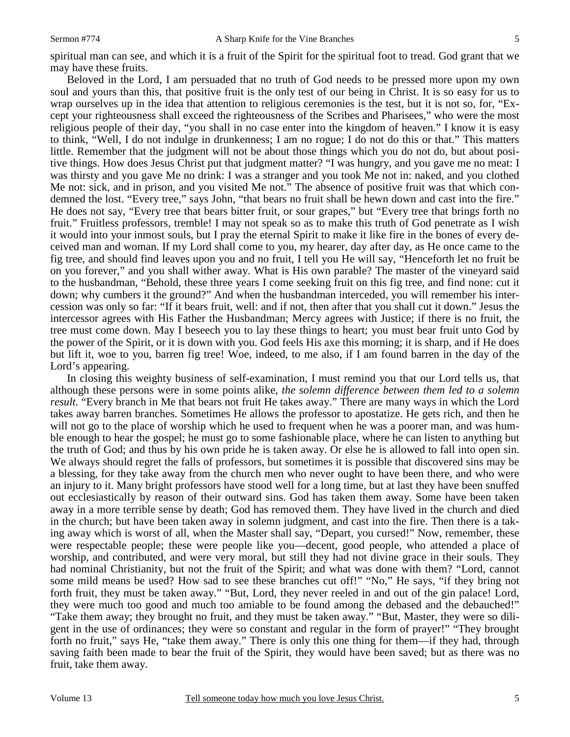spiritual man can see, and which it is a fruit of the Spirit for the spiritual foot to tread. God grant that we may have these fruits.

Beloved in the Lord, I am persuaded that no truth of God needs to be pressed more upon my own soul and yours than this, that positive fruit is the only test of our being in Christ. It is so easy for us to wrap ourselves up in the idea that attention to religious ceremonies is the test, but it is not so, for, "Except your righteousness shall exceed the righteousness of the Scribes and Pharisees," who were the most religious people of their day, "you shall in no case enter into the kingdom of heaven." I know it is easy to think, "Well, I do not indulge in drunkenness; I am no rogue; I do not do this or that." This matters little. Remember that the judgment will not be about those things which you do not do, but about positive things. How does Jesus Christ put that judgment matter? "I was hungry, and you gave me no meat: I was thirsty and you gave Me no drink: I was a stranger and you took Me not in: naked, and you clothed Me not: sick, and in prison, and you visited Me not." The absence of positive fruit was that which condemned the lost. "Every tree," says John, "that bears no fruit shall be hewn down and cast into the fire." He does not say, "Every tree that bears bitter fruit, or sour grapes," but "Every tree that brings forth no fruit." Fruitless professors, tremble! I may not speak so as to make this truth of God penetrate as I wish it would into your inmost souls, but I pray the eternal Spirit to make it like fire in the bones of every deceived man and woman. If my Lord shall come to you, my hearer, day after day, as He once came to the fig tree, and should find leaves upon you and no fruit, I tell you He will say, "Henceforth let no fruit be on you forever," and you shall wither away. What is His own parable? The master of the vineyard said to the husbandman, "Behold, these three years I come seeking fruit on this fig tree, and find none: cut it down; why cumbers it the ground?" And when the husbandman interceded, you will remember his intercession was only so far: "If it bears fruit, well: and if not, then after that you shall cut it down." Jesus the intercessor agrees with His Father the Husbandman; Mercy agrees with Justice; if there is no fruit, the tree must come down. May I beseech you to lay these things to heart; you must bear fruit unto God by the power of the Spirit, or it is down with you. God feels His axe this morning; it is sharp, and if He does but lift it, woe to you, barren fig tree! Woe, indeed, to me also, if I am found barren in the day of the Lord's appearing.

In closing this weighty business of self-examination, I must remind you that our Lord tells us, that although these persons were in some points alike, *the solemn difference between them led to a solemn result.* "Every branch in Me that bears not fruit He takes away." There are many ways in which the Lord takes away barren branches. Sometimes He allows the professor to apostatize. He gets rich, and then he will not go to the place of worship which he used to frequent when he was a poorer man, and was humble enough to hear the gospel; he must go to some fashionable place, where he can listen to anything but the truth of God; and thus by his own pride he is taken away. Or else he is allowed to fall into open sin. We always should regret the falls of professors, but sometimes it is possible that discovered sins may be a blessing, for they take away from the church men who never ought to have been there, and who were an injury to it. Many bright professors have stood well for a long time, but at last they have been snuffed out ecclesiastically by reason of their outward sins. God has taken them away. Some have been taken away in a more terrible sense by death; God has removed them. They have lived in the church and died in the church; but have been taken away in solemn judgment, and cast into the fire. Then there is a taking away which is worst of all, when the Master shall say, "Depart, you cursed!" Now, remember, these were respectable people; these were people like you—decent, good people, who attended a place of worship, and contributed, and were very moral, but still they had not divine grace in their souls. They had nominal Christianity, but not the fruit of the Spirit; and what was done with them? "Lord, cannot some mild means be used? How sad to see these branches cut off!" "No," He says, "if they bring not forth fruit, they must be taken away." "But, Lord, they never reeled in and out of the gin palace! Lord, they were much too good and much too amiable to be found among the debased and the debauched!" "Take them away; they brought no fruit, and they must be taken away." "But, Master, they were so diligent in the use of ordinances; they were so constant and regular in the form of prayer!" "They brought forth no fruit," says He, "take them away." There is only this one thing for them—if they had, through saving faith been made to bear the fruit of the Spirit, they would have been saved; but as there was no fruit, take them away.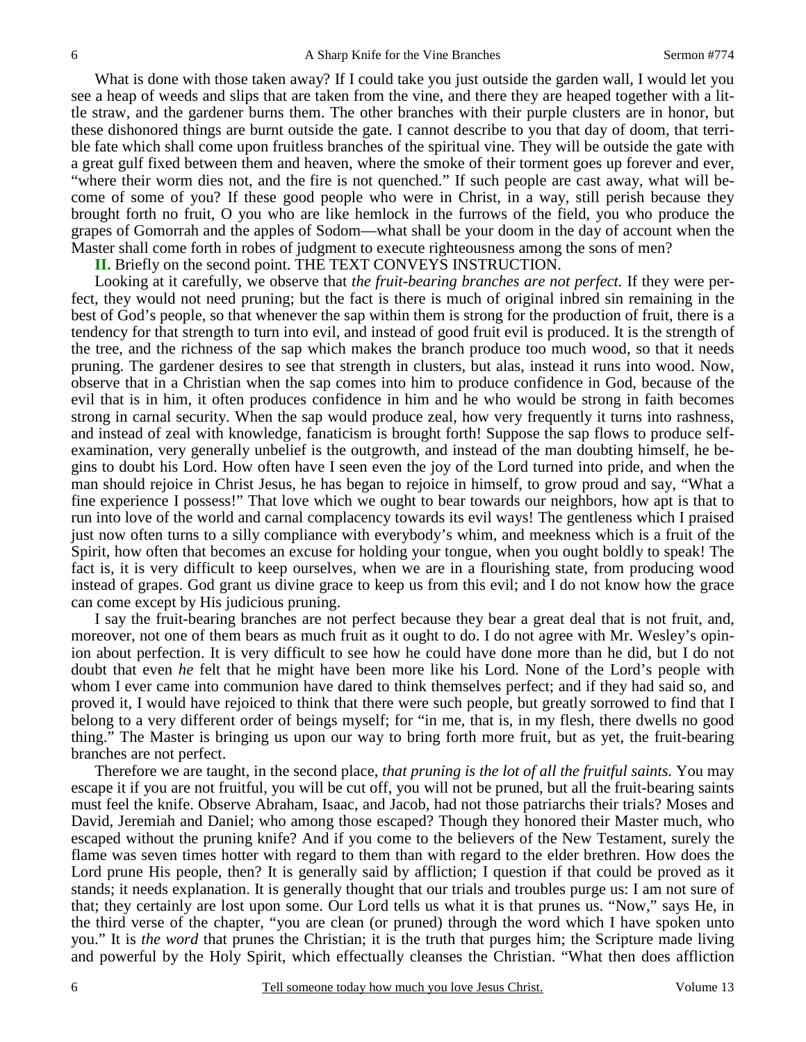What is done with those taken away? If I could take you just outside the garden wall, I would let you see a heap of weeds and slips that are taken from the vine, and there they are heaped together with a little straw, and the gardener burns them. The other branches with their purple clusters are in honor, but these dishonored things are burnt outside the gate. I cannot describe to you that day of doom, that terrible fate which shall come upon fruitless branches of the spiritual vine. They will be outside the gate with a great gulf fixed between them and heaven, where the smoke of their torment goes up forever and ever, "where their worm dies not, and the fire is not quenched." If such people are cast away, what will become of some of you? If these good people who were in Christ, in a way, still perish because they brought forth no fruit, O you who are like hemlock in the furrows of the field, you who produce the grapes of Gomorrah and the apples of Sodom—what shall be your doom in the day of account when the Master shall come forth in robes of judgment to execute righteousness among the sons of men?

**II.** Briefly on the second point. THE TEXT CONVEYS INSTRUCTION.

Looking at it carefully, we observe that *the fruit-bearing branches are not perfect.* If they were perfect, they would not need pruning; but the fact is there is much of original inbred sin remaining in the best of God's people, so that whenever the sap within them is strong for the production of fruit, there is a tendency for that strength to turn into evil, and instead of good fruit evil is produced. It is the strength of the tree, and the richness of the sap which makes the branch produce too much wood, so that it needs pruning. The gardener desires to see that strength in clusters, but alas, instead it runs into wood. Now, observe that in a Christian when the sap comes into him to produce confidence in God, because of the evil that is in him, it often produces confidence in him and he who would be strong in faith becomes strong in carnal security. When the sap would produce zeal, how very frequently it turns into rashness, and instead of zeal with knowledge, fanaticism is brought forth! Suppose the sap flows to produce self-examination, very generally unbelief is the outgrowth, and instead of the man doubting himself, he begins to doubt his Lord. How often have I seen even the joy of the Lord turned into pride, and when the man should rejoice in Christ Jesus, he has began to rejoice in himself, to grow proud and say, "What a fine experience I possess!" That love which we ought to bear towards our neighbors, how apt is that to run into love of the world and carnal complacency towards its evil ways! The gentleness which I praised just now often turns to a silly compliance with everybody's whim, and meekness which is a fruit of the Spirit, how often that becomes an excuse for holding your tongue, when you ought boldly to speak! The fact is, it is very difficult to keep ourselves, when we are in a flourishing state, from producing wood instead of grapes. God grant us divine grace to keep us from this evil; and I do not know how the grace can come except by His judicious pruning.

I say the fruit-bearing branches are not perfect because they bear a great deal that is not fruit, and, moreover, not one of them bears as much fruit as it ought to do. I do not agree with Mr. Wesley's opinion about perfection. It is very difficult to see how he could have done more than he did, but I do not doubt that even *he* felt that he might have been more like his Lord. None of the Lord's people with whom I ever came into communion have dared to think themselves perfect; and if they had said so, and proved it, I would have rejoiced to think that there were such people, but greatly sorrowed to find that I belong to a very different order of beings myself; for "in me, that is, in my flesh, there dwells no good thing." The Master is bringing us upon our way to bring forth more fruit, but as yet, the fruit-bearing branches are not perfect.

Therefore we are taught, in the second place, *that pruning is the lot of all the fruitful saints.* You may escape it if you are not fruitful, you will be cut off, you will not be pruned, but all the fruit-bearing saints must feel the knife. Observe Abraham, Isaac, and Jacob, had not those patriarchs their trials? Moses and David, Jeremiah and Daniel; who among those escaped? Though they honored their Master much, who escaped without the pruning knife? And if you come to the believers of the New Testament, surely the flame was seven times hotter with regard to them than with regard to the elder brethren. How does the Lord prune His people, then? It is generally said by affliction; I question if that could be proved as it stands; it needs explanation. It is generally thought that our trials and troubles purge us: I am not sure of that; they certainly are lost upon some. Our Lord tells us what it is that prunes us. "Now," says He, in the third verse of the chapter, "you are clean (or pruned) through the word which I have spoken unto you." It is *the word* that prunes the Christian; it is the truth that purges him; the Scripture made living and powerful by the Holy Spirit, which effectually cleanses the Christian. "What then does affliction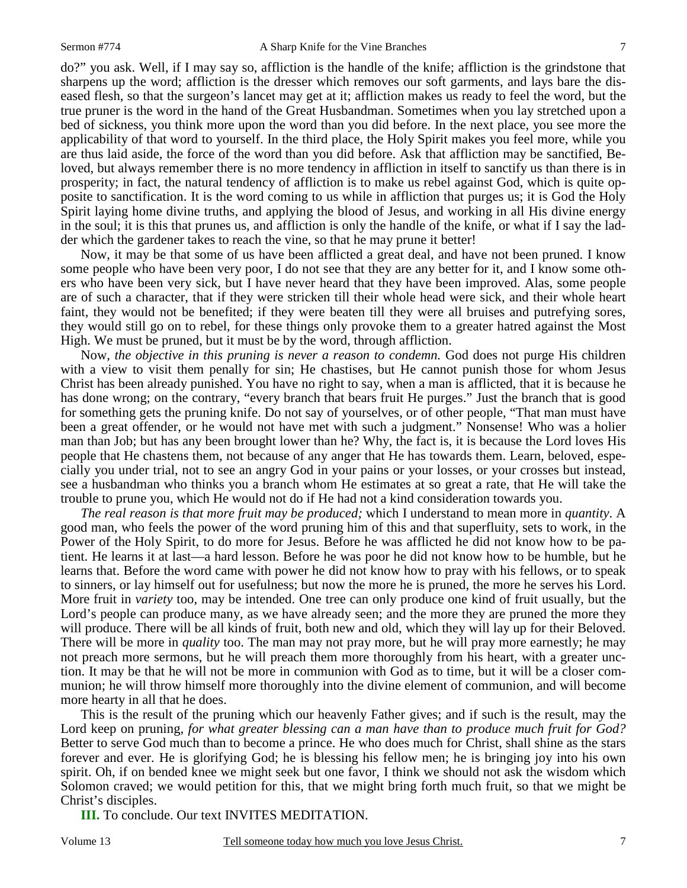do?" you ask. Well, if I may say so, affliction is the handle of the knife; affliction is the grindstone that sharpens up the word; affliction is the dresser which removes our soft garments, and lays bare the diseased flesh, so that the surgeon's lancet may get at it; affliction makes us ready to feel the word, but the true pruner is the word in the hand of the Great Husbandman. Sometimes when you lay stretched upon a bed of sickness, you think more upon the word than you did before. In the next place, you see more the applicability of that word to yourself. In the third place, the Holy Spirit makes you feel more, while you are thus laid aside, the force of the word than you did before. Ask that affliction may be sanctified, Beloved, but always remember there is no more tendency in affliction in itself to sanctify us than there is in prosperity; in fact, the natural tendency of affliction is to make us rebel against God, which is quite opposite to sanctification. It is the word coming to us while in affliction that purges us; it is God the Holy Spirit laying home divine truths, and applying the blood of Jesus, and working in all His divine energy in the soul; it is this that prunes us, and affliction is only the handle of the knife, or what if I say the ladder which the gardener takes to reach the vine, so that he may prune it better!

Now, it may be that some of us have been afflicted a great deal, and have not been pruned. I know some people who have been very poor, I do not see that they are any better for it, and I know some others who have been very sick, but I have never heard that they have been improved. Alas, some people are of such a character, that if they were stricken till their whole head were sick, and their whole heart faint, they would not be benefited; if they were beaten till they were all bruises and putrefying sores, they would still go on to rebel, for these things only provoke them to a greater hatred against the Most High. We must be pruned, but it must be by the word, through affliction.

Now, *the objective in this pruning is never a reason to condemn.* God does not purge His children with a view to visit them penally for sin; He chastises, but He cannot punish those for whom Jesus Christ has been already punished. You have no right to say, when a man is afflicted, that it is because he has done wrong; on the contrary, "every branch that bears fruit He purges." Just the branch that is good for something gets the pruning knife. Do not say of yourselves, or of other people, "That man must have been a great offender, or he would not have met with such a judgment." Nonsense! Who was a holier man than Job; but has any been brought lower than he? Why, the fact is, it is because the Lord loves His people that He chastens them, not because of any anger that He has towards them. Learn, beloved, especially you under trial, not to see an angry God in your pains or your losses, or your crosses but instead, see a husbandman who thinks you a branch whom He estimates at so great a rate, that He will take the trouble to prune you, which He would not do if He had not a kind consideration towards you.

*The real reason is that more fruit may be produced;* which I understand to mean more in *quantity*. A good man, who feels the power of the word pruning him of this and that superfluity, sets to work, in the Power of the Holy Spirit, to do more for Jesus. Before he was afflicted he did not know how to be patient. He learns it at last—a hard lesson. Before he was poor he did not know how to be humble, but he learns that. Before the word came with power he did not know how to pray with his fellows, or to speak to sinners, or lay himself out for usefulness; but now the more he is pruned, the more he serves his Lord. More fruit in *variety* too, may be intended. One tree can only produce one kind of fruit usually, but the Lord's people can produce many, as we have already seen; and the more they are pruned the more they will produce. There will be all kinds of fruit, both new and old, which they will lay up for their Beloved. There will be more in *quality* too. The man may not pray more, but he will pray more earnestly; he may not preach more sermons, but he will preach them more thoroughly from his heart, with a greater unction. It may be that he will not be more in communion with God as to time, but it will be a closer communion; he will throw himself more thoroughly into the divine element of communion, and will become more hearty in all that he does.

This is the result of the pruning which our heavenly Father gives; and if such is the result, may the Lord keep on pruning, *for what greater blessing can a man have than to produce much fruit for God?* Better to serve God much than to become a prince. He who does much for Christ, shall shine as the stars forever and ever. He is glorifying God; he is blessing his fellow men; he is bringing joy into his own spirit. Oh, if on bended knee we might seek but one favor, I think we should not ask the wisdom which Solomon craved; we would petition for this, that we might bring forth much fruit, so that we might be Christ's disciples.

**III.** To conclude. Our text INVITES MEDITATION.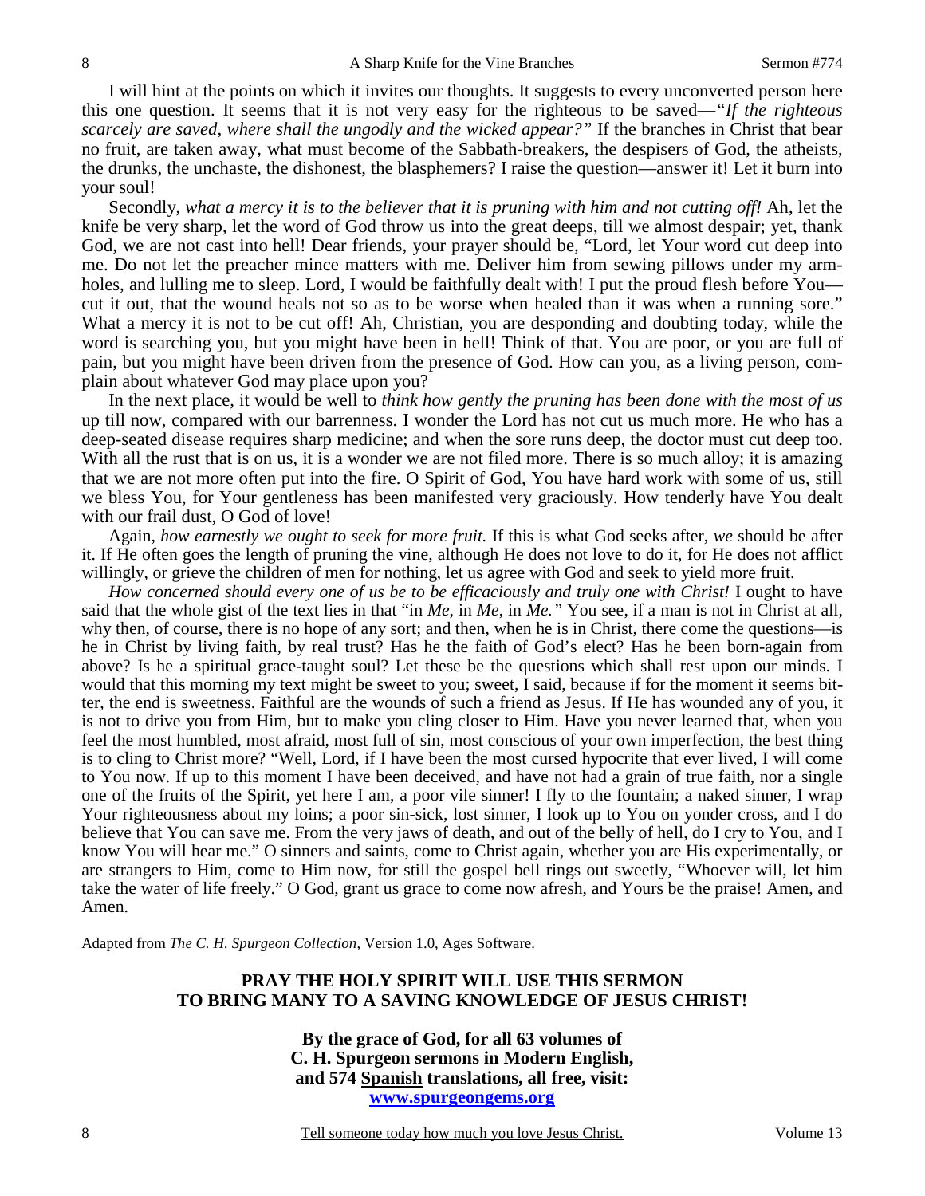I will hint at the points on which it invites our thoughts. It suggests to every unconverted person here this one question. It seems that it is not very easy for the righteous to be saved—*"If the righteous scarcely are saved, where shall the ungodly and the wicked appear?"* If the branches in Christ that bear no fruit, are taken away, what must become of the Sabbath-breakers, the despisers of God, the atheists, the drunks, the unchaste, the dishonest, the blasphemers? I raise the question—answer it! Let it burn into your soul!

Secondly, *what a mercy it is to the believer that it is pruning with him and not cutting off!* Ah, let the knife be very sharp, let the word of God throw us into the great deeps, till we almost despair; yet, thank God, we are not cast into hell! Dear friends, your prayer should be, "Lord, let Your word cut deep into me. Do not let the preacher mince matters with me. Deliver him from sewing pillows under my armholes, and lulling me to sleep. Lord, I would be faithfully dealt with! I put the proud flesh before You—cut it out, that the wound heals not so as to be worse when healed than it was when a running sore." What a mercy it is not to be cut off! Ah, Christian, you are desponding and doubting today, while the word is searching you, but you might have been in hell! Think of that. You are poor, or you are full of pain, but you might have been driven from the presence of God. How can you, as a living person, complain about whatever God may place upon you?

In the next place, it would be well to *think how gently the pruning has been done with the most of us* up till now, compared with our barrenness. I wonder the Lord has not cut us much more. He who has a deep-seated disease requires sharp medicine; and when the sore runs deep, the doctor must cut deep too. With all the rust that is on us, it is a wonder we are not filed more. There is so much alloy; it is amazing that we are not more often put into the fire. O Spirit of God, You have hard work with some of us, still we bless You, for Your gentleness has been manifested very graciously. How tenderly have You dealt with our frail dust, O God of love!

Again, *how earnestly we ought to seek for more fruit.* If this is what God seeks after, *we* should be after it. If He often goes the length of pruning the vine, although He does not love to do it, for He does not afflict willingly, or grieve the children of men for nothing, let us agree with God and seek to yield more fruit.

*How concerned should every one of us be to be efficaciously and truly one with Christ!* I ought to have said that the whole gist of the text lies in that "in *Me*, in *Me*, in *Me."* You see, if a man is not in Christ at all, why then, of course, there is no hope of any sort; and then, when he is in Christ, there come the questions—is he in Christ by living faith, by real trust? Has he the faith of God's elect? Has he been born-again from above? Is he a spiritual grace-taught soul? Let these be the questions which shall rest upon our minds. I would that this morning my text might be sweet to you; sweet, I said, because if for the moment it seems bitter, the end is sweetness. Faithful are the wounds of such a friend as Jesus. If He has wounded any of you, it is not to drive you from Him, but to make you cling closer to Him. Have you never learned that, when you feel the most humbled, most afraid, most full of sin, most conscious of your own imperfection, the best thing is to cling to Christ more? "Well, Lord, if I have been the most cursed hypocrite that ever lived, I will come to You now. If up to this moment I have been deceived, and have not had a grain of true faith, nor a single one of the fruits of the Spirit, yet here I am, a poor vile sinner! I fly to the fountain; a naked sinner, I wrap Your righteousness about my loins; a poor sin-sick, lost sinner, I look up to You on yonder cross, and I do believe that You can save me. From the very jaws of death, and out of the belly of hell, do I cry to You, and I know You will hear me." O sinners and saints, come to Christ again, whether you are His experimentally, or are strangers to Him, come to Him now, for still the gospel bell rings out sweetly, "Whoever will, let him take the water of life freely." O God, grant us grace to come now afresh, and Yours be the praise! Amen, and Amen.

Adapted from *The C. H. Spurgeon Collection*, Version 1.0, Ages Software.

**PRAY THE HOLY SPIRIT WILL USE THIS SERMON TO BRING MANY TO A SAVING KNOWLEDGE OF JESUS CHRIST!**

**By the grace of God, for all 63 volumes of C. H. Spurgeon sermons in Modern English, and 574 Spanish translations, all free, visit: www.spurgeongems.org**

Tell someone today how much you love Jesus Christ.